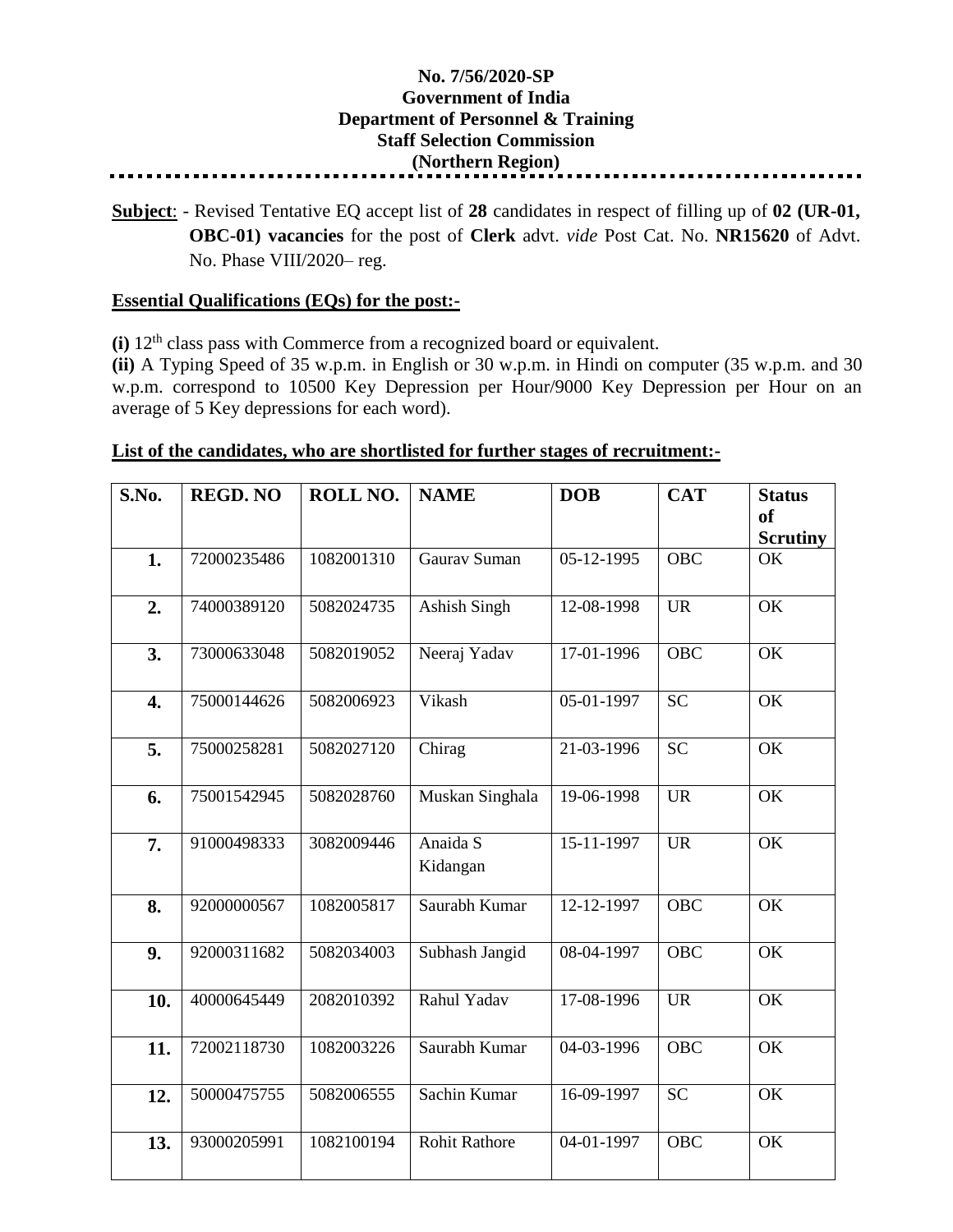**No. 7/56/2020-SP**
**Government of India**
**Department of Personnel & Training**
**Staff Selection Commission**
**(Northern Region)**

---

**Subject**: - Revised Tentative EQ accept list of **28** candidates in respect of filling up of **02 (UR-01, OBC-01) vacancies** for the post of **Clerk** advt. *vide* Post Cat. No. **NR15620** of Advt. No. Phase VIII/2020– reg.

## Essential Qualifications (EQs) for the post:-

**(i)** 12th class pass with Commerce from a recognized board or equivalent.
**(ii)** A Typing Speed of 35 w.p.m. in English or 30 w.p.m. in Hindi on computer (35 w.p.m. and 30 w.p.m. correspond to 10500 Key Depression per Hour/9000 Key Depression per Hour on an average of 5 Key depressions for each word).

## List of the candidates, who are shortlisted for further stages of recruitment:-

| S.No. | REGD. NO | ROLL NO. | NAME | DOB | CAT | Status of Scrutiny |
|---|---|---|---|---|---|---|
| **1.** | 72000235486 | 1082001310 | Gaurav Suman | 05-12-1995 | OBC | OK |
| **2.** | 74000389120 | 5082024735 | Ashish Singh | 12-08-1998 | UR | OK |
| **3.** | 73000633048 | 5082019052 | Neeraj Yadav | 17-01-1996 | OBC | OK |
| **4.** | 75000144626 | 5082006923 | Vikash | 05-01-1997 | SC | OK |
| **5.** | 75000258281 | 5082027120 | Chirag | 21-03-1996 | SC | OK |
| **6.** | 75001542945 | 5082028760 | Muskan Singhala | 19-06-1998 | UR | OK |
| **7.** | 91000498333 | 3082009446 | Anaida S Kidangan | 15-11-1997 | UR | OK |
| **8.** | 92000000567 | 1082005817 | Saurabh Kumar | 12-12-1997 | OBC | OK |
| **9.** | 92000311682 | 5082034003 | Subhash Jangid | 08-04-1997 | OBC | OK |
| **10.** | 40000645449 | 2082010392 | Rahul Yadav | 17-08-1996 | UR | OK |
| **11.** | 72002118730 | 1082003226 | Saurabh Kumar | 04-03-1996 | OBC | OK |
| **12.** | 50000475755 | 5082006555 | Sachin Kumar | 16-09-1997 | SC | OK |
| **13.** | 93000205991 | 1082100194 | Rohit Rathore | 04-01-1997 | OBC | OK |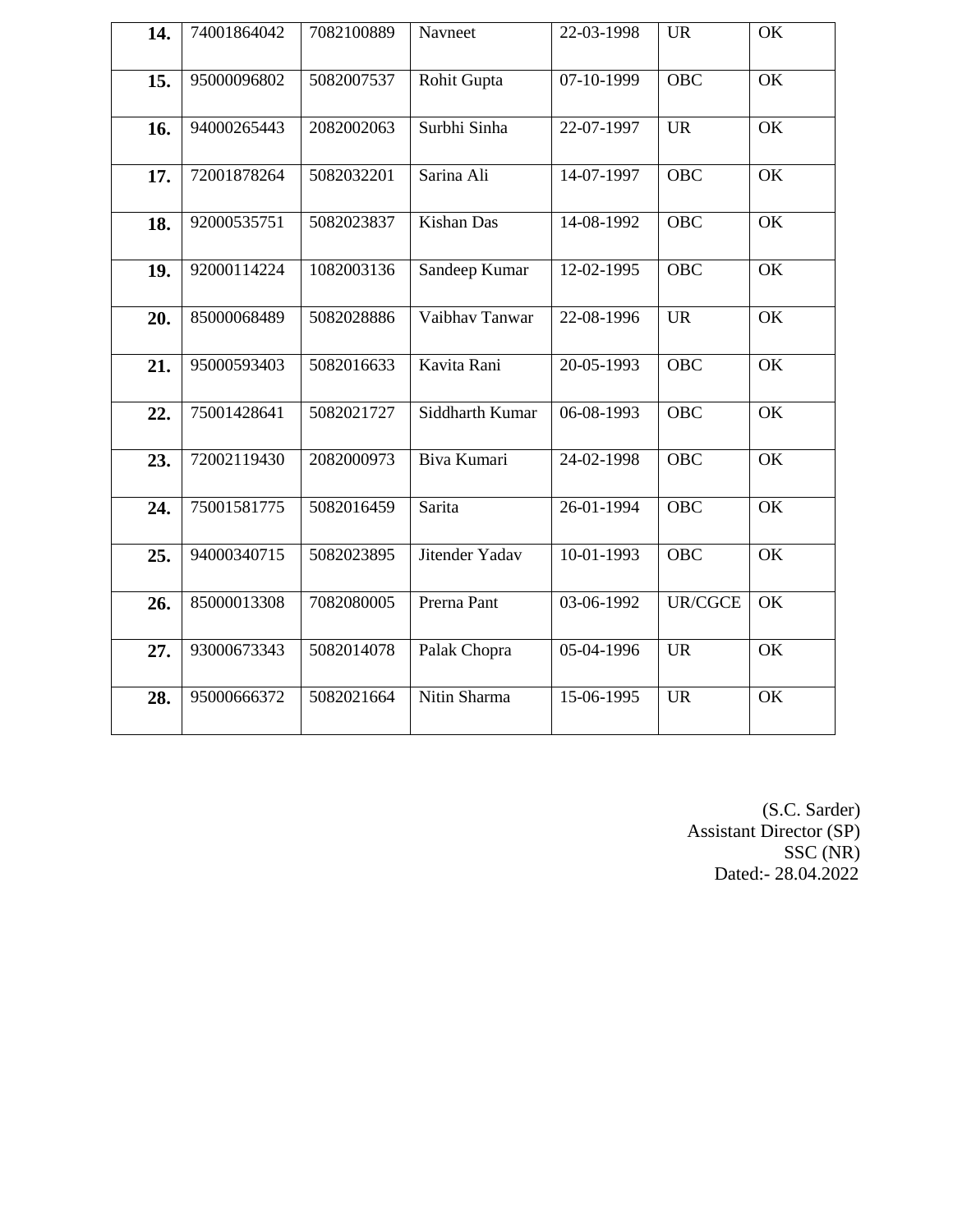| | | | | | | |
|---|---|---|---|---|---|---|
| **14.** | 74001864042 | 7082100889 | Navneet | 22-03-1998 | UR | OK |
| **15.** | 95000096802 | 5082007537 | Rohit Gupta | 07-10-1999 | OBC | OK |
| **16.** | 94000265443 | 2082002063 | Surbhi Sinha | 22-07-1997 | UR | OK |
| **17.** | 72001878264 | 5082032201 | Sarina Ali | 14-07-1997 | OBC | OK |
| **18.** | 92000535751 | 5082023837 | Kishan Das | 14-08-1992 | OBC | OK |
| **19.** | 92000114224 | 1082003136 | Sandeep Kumar | 12-02-1995 | OBC | OK |
| **20.** | 85000068489 | 5082028886 | Vaibhav Tanwar | 22-08-1996 | UR | OK |
| **21.** | 95000593403 | 5082016633 | Kavita Rani | 20-05-1993 | OBC | OK |
| **22.** | 75001428641 | 5082021727 | Siddharth Kumar | 06-08-1993 | OBC | OK |
| **23.** | 72002119430 | 2082000973 | Biva Kumari | 24-02-1998 | OBC | OK |
| **24.** | 75001581775 | 5082016459 | Sarita | 26-01-1994 | OBC | OK |
| **25.** | 94000340715 | 5082023895 | Jitender Yadav | 10-01-1993 | OBC | OK |
| **26.** | 85000013308 | 7082080005 | Prerna Pant | 03-06-1992 | UR/CGCE | OK |
| **27.** | 93000673343 | 5082014078 | Palak Chopra | 05-04-1996 | UR | OK |
| **28.** | 95000666372 | 5082021664 | Nitin Sharma | 15-06-1995 | UR | OK |

(S.C. Sarder)
Assistant Director (SP)
SSC (NR)
Dated:- 28.04.2022